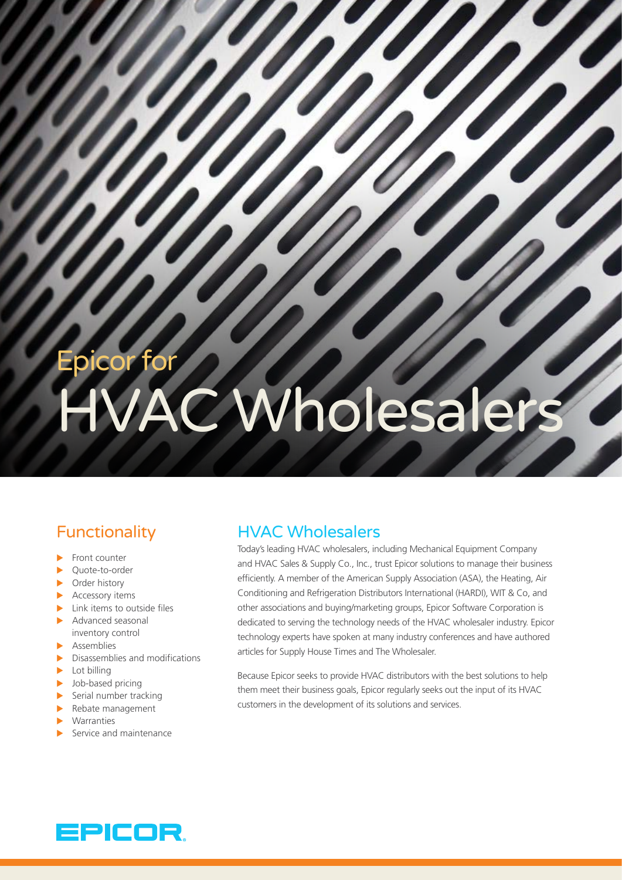# Epicor for HVAC Wholesalers

## Functionality

- Front counter
- Quote-to-order
- Order history
- Accessory items
- Link items to outside files
- Advanced seasonal inventory control
- Assemblies
- Disassemblies and modifications
- Lot billing
- Job-based pricing
- Serial number tracking
- Rebate management
- Warranties
- Service and maintenance

## HVAC Wholesalers

Today's leading HVAC wholesalers, including Mechanical Equipment Company and HVAC Sales & Supply Co., Inc., trust Epicor solutions to manage their business efficiently. A member of the American Supply Association (ASA), the Heating, Air Conditioning and Refrigeration Distributors International (HARDI), WIT & Co, and other associations and buying/marketing groups, Epicor Software Corporation is dedicated to serving the technology needs of the HVAC wholesaler industry. Epicor technology experts have spoken at many industry conferences and have authored articles for Supply House Times and The Wholesaler.

Because Epicor seeks to provide HVAC distributors with the best solutions to help them meet their business goals, Epicor regularly seeks out the input of its HVAC customers in the development of its solutions and services.

EPICOR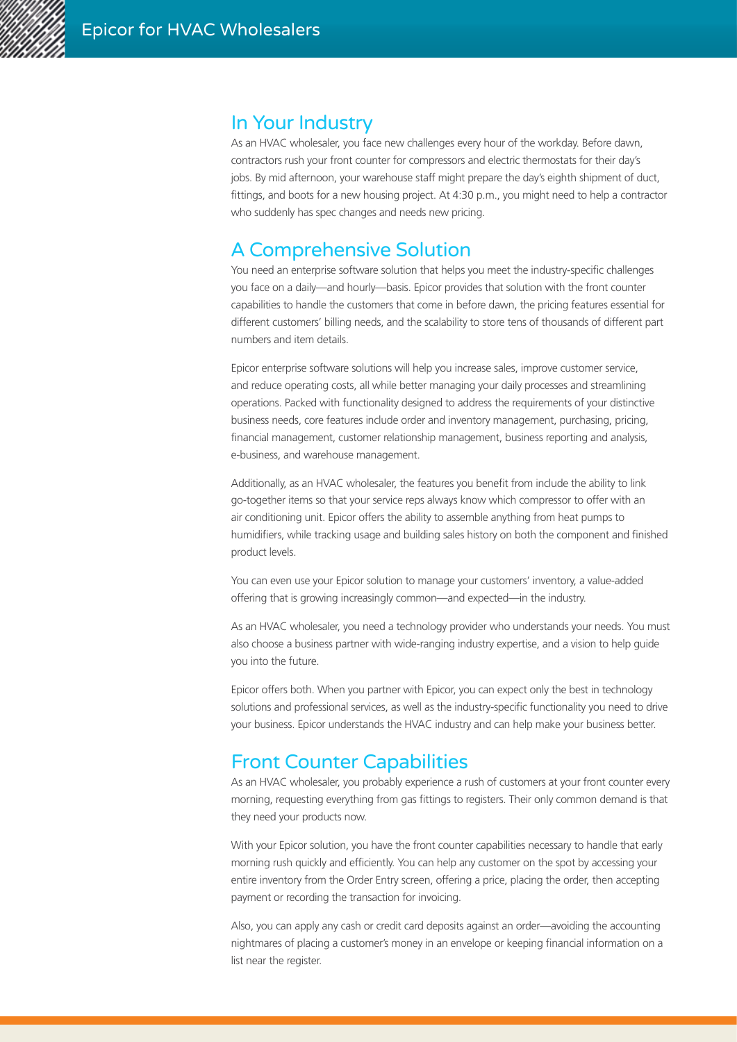## In Your Industry

As an HVAC wholesaler, you face new challenges every hour of the workday. Before dawn, contractors rush your front counter for compressors and electric thermostats for their day's jobs. By mid afternoon, your warehouse staff might prepare the day's eighth shipment of duct, fittings, and boots for a new housing project. At 4:30 p.m., you might need to help a contractor who suddenly has spec changes and needs new pricing.

## A Comprehensive Solution

You need an enterprise software solution that helps you meet the industry-specific challenges you face on a daily—and hourly—basis. Epicor provides that solution with the front counter capabilities to handle the customers that come in before dawn, the pricing features essential for different customers' billing needs, and the scalability to store tens of thousands of different part numbers and item details.

Epicor enterprise software solutions will help you increase sales, improve customer service, and reduce operating costs, all while better managing your daily processes and streamlining operations. Packed with functionality designed to address the requirements of your distinctive business needs, core features include order and inventory management, purchasing, pricing, financial management, customer relationship management, business reporting and analysis, e-business, and warehouse management.

Additionally, as an HVAC wholesaler, the features you benefit from include the ability to link go-together items so that your service reps always know which compressor to offer with an air conditioning unit. Epicor offers the ability to assemble anything from heat pumps to humidifiers, while tracking usage and building sales history on both the component and finished product levels.

You can even use your Epicor solution to manage your customers' inventory, a value-added offering that is growing increasingly common—and expected—in the industry.

As an HVAC wholesaler, you need a technology provider who understands your needs. You must also choose a business partner with wide-ranging industry expertise, and a vision to help guide you into the future.

Epicor offers both. When you partner with Epicor, you can expect only the best in technology solutions and professional services, as well as the industry-specific functionality you need to drive your business. Epicor understands the HVAC industry and can help make your business better.

## Front Counter Capabilities

As an HVAC wholesaler, you probably experience a rush of customers at your front counter every morning, requesting everything from gas fittings to registers. Their only common demand is that they need your products now.

With your Epicor solution, you have the front counter capabilities necessary to handle that early morning rush quickly and efficiently. You can help any customer on the spot by accessing your entire inventory from the Order Entry screen, offering a price, placing the order, then accepting payment or recording the transaction for invoicing.

Also, you can apply any cash or credit card deposits against an order—avoiding the accounting nightmares of placing a customer's money in an envelope or keeping financial information on a list near the register.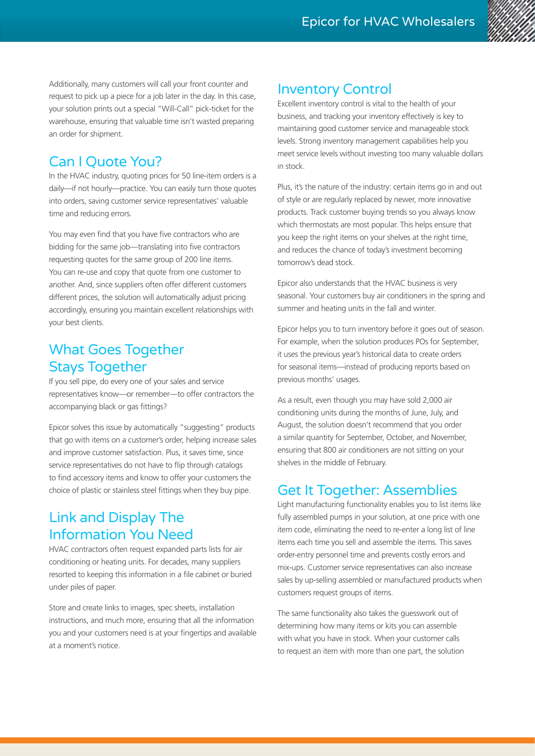Additionally, many customers will call your front counter and request to pick up a piece for a job later in the day. In this case, your solution prints out a special "Will-Call" pick-ticket for the warehouse, ensuring that valuable time isn't wasted preparing an order for shipment.

## Can I Quote You?

In the HVAC industry, quoting prices for 50 line-item orders is a daily—if not hourly—practice. You can easily turn those quotes into orders, saving customer service representatives' valuable time and reducing errors.

You may even find that you have five contractors who are bidding for the same job—translating into five contractors requesting quotes for the same group of 200 line items. You can re-use and copy that quote from one customer to another. And, since suppliers often offer different customers different prices, the solution will automatically adjust pricing accordingly, ensuring you maintain excellent relationships with your best clients.

## What Goes Together Stays Together

If you sell pipe, do every one of your sales and service representatives know—or remember—to offer contractors the accompanying black or gas fittings?

Epicor solves this issue by automatically "suggesting" products that go with items on a customer's order, helping increase sales and improve customer satisfaction. Plus, it saves time, since service representatives do not have to flip through catalogs to find accessory items and know to offer your customers the choice of plastic or stainless steel fittings when they buy pipe.

## Link and Display The Information You Need

HVAC contractors often request expanded parts lists for air conditioning or heating units. For decades, many suppliers resorted to keeping this information in a file cabinet or buried under piles of paper.

Store and create links to images, spec sheets, installation instructions, and much more, ensuring that all the information you and your customers need is at your fingertips and available at a moment's notice.

## Inventory Control

Excellent inventory control is vital to the health of your business, and tracking your inventory effectively is key to maintaining good customer service and manageable stock levels. Strong inventory management capabilities help you meet service levels without investing too many valuable dollars in stock.

Plus, it's the nature of the industry: certain items go in and out of style or are regularly replaced by newer, more innovative products. Track customer buying trends so you always know which thermostats are most popular. This helps ensure that you keep the right items on your shelves at the right time, and reduces the chance of today's investment becoming tomorrow's dead stock.

Epicor also understands that the HVAC business is very seasonal. Your customers buy air conditioners in the spring and summer and heating units in the fall and winter.

Epicor helps you to turn inventory before it goes out of season. For example, when the solution produces POs for September, it uses the previous year's historical data to create orders for seasonal items—instead of producing reports based on previous months' usages.

As a result, even though you may have sold 2,000 air conditioning units during the months of June, July, and August, the solution doesn't recommend that you order a similar quantity for September, October, and November, ensuring that 800 air conditioners are not sitting on your shelves in the middle of February.

## Get It Together: Assemblies

Light manufacturing functionality enables you to list items like fully assembled pumps in your solution, at one price with one item code, eliminating the need to re-enter a long list of line items each time you sell and assemble the items. This saves order-entry personnel time and prevents costly errors and mix-ups. Customer service representatives can also increase sales by up-selling assembled or manufactured products when customers request groups of items.

The same functionality also takes the guesswork out of determining how many items or kits you can assemble with what you have in stock. When your customer calls to request an item with more than one part, the solution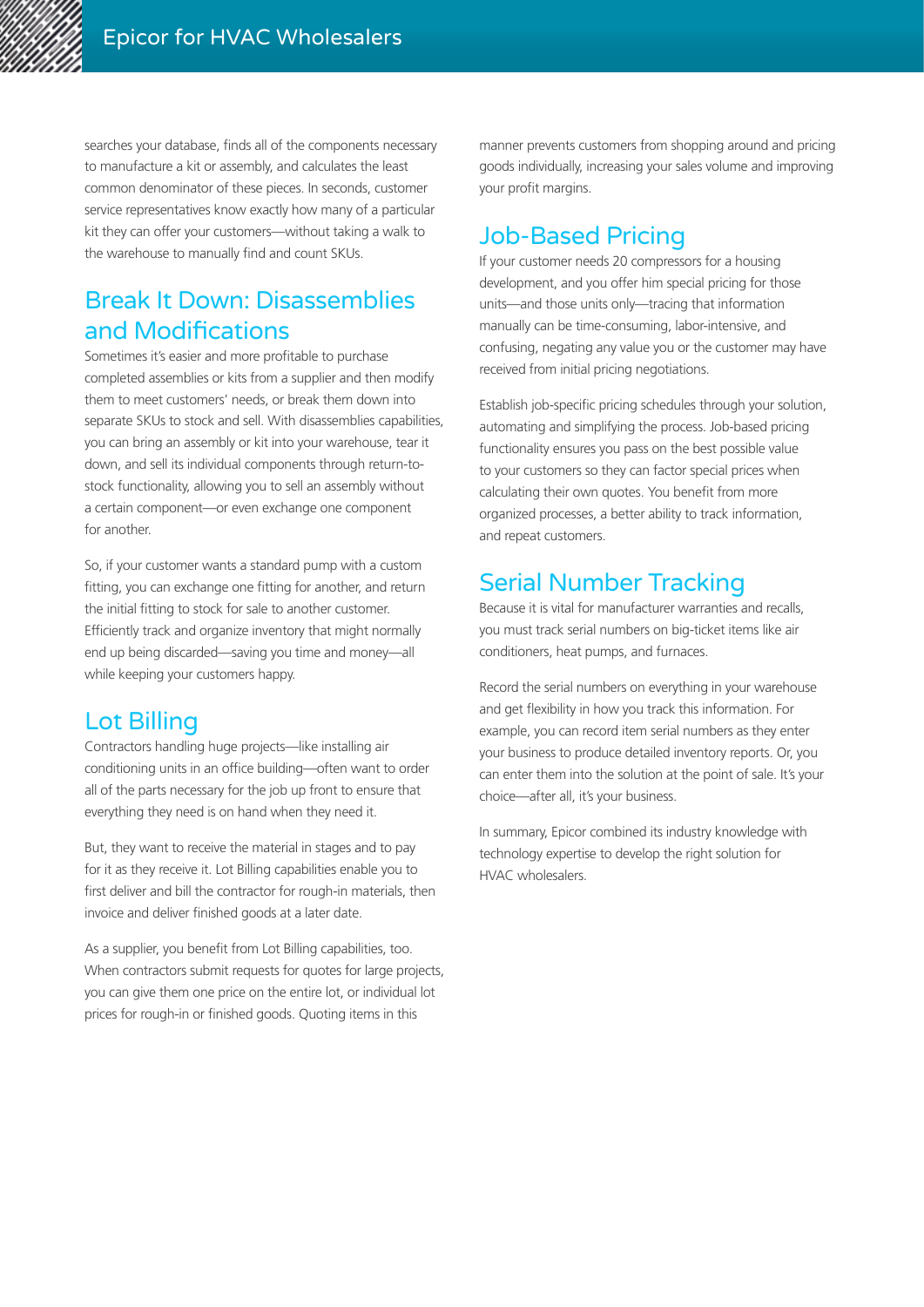searches your database, finds all of the components necessary to manufacture a kit or assembly, and calculates the least common denominator of these pieces. In seconds, customer service representatives know exactly how many of a particular kit they can offer your customers—without taking a walk to the warehouse to manually find and count SKUs.

## Break It Down: Disassemblies and Modifications

Sometimes it's easier and more profitable to purchase completed assemblies or kits from a supplier and then modify them to meet customers' needs, or break them down into separate SKUs to stock and sell. With disassemblies capabilities, you can bring an assembly or kit into your warehouse, tear it down, and sell its individual components through return-to-stock functionality, allowing you to sell an assembly without a certain component—or even exchange one component for another.

So, if your customer wants a standard pump with a custom fitting, you can exchange one fitting for another, and return the initial fitting to stock for sale to another customer. Efficiently track and organize inventory that might normally end up being discarded—saving you time and money—all while keeping your customers happy.

## Lot Billing

Contractors handling huge projects—like installing air conditioning units in an office building—often want to order all of the parts necessary for the job up front to ensure that everything they need is on hand when they need it.

But, they want to receive the material in stages and to pay for it as they receive it. Lot Billing capabilities enable you to first deliver and bill the contractor for rough-in materials, then invoice and deliver finished goods at a later date.

As a supplier, you benefit from Lot Billing capabilities, too. When contractors submit requests for quotes for large projects, you can give them one price on the entire lot, or individual lot prices for rough-in or finished goods. Quoting items in this manner prevents customers from shopping around and pricing goods individually, increasing your sales volume and improving your profit margins.

## Job-Based Pricing

If your customer needs 20 compressors for a housing development, and you offer him special pricing for those units—and those units only—tracing that information manually can be time-consuming, labor-intensive, and confusing, negating any value you or the customer may have received from initial pricing negotiations.

Establish job-specific pricing schedules through your solution, automating and simplifying the process. Job-based pricing functionality ensures you pass on the best possible value to your customers so they can factor special prices when calculating their own quotes. You benefit from more organized processes, a better ability to track information, and repeat customers.

## Serial Number Tracking

Because it is vital for manufacturer warranties and recalls, you must track serial numbers on big-ticket items like air conditioners, heat pumps, and furnaces.

Record the serial numbers on everything in your warehouse and get flexibility in how you track this information. For example, you can record item serial numbers as they enter your business to produce detailed inventory reports. Or, you can enter them into the solution at the point of sale. It's your choice—after all, it's your business.

In summary, Epicor combined its industry knowledge with technology expertise to develop the right solution for HVAC wholesalers.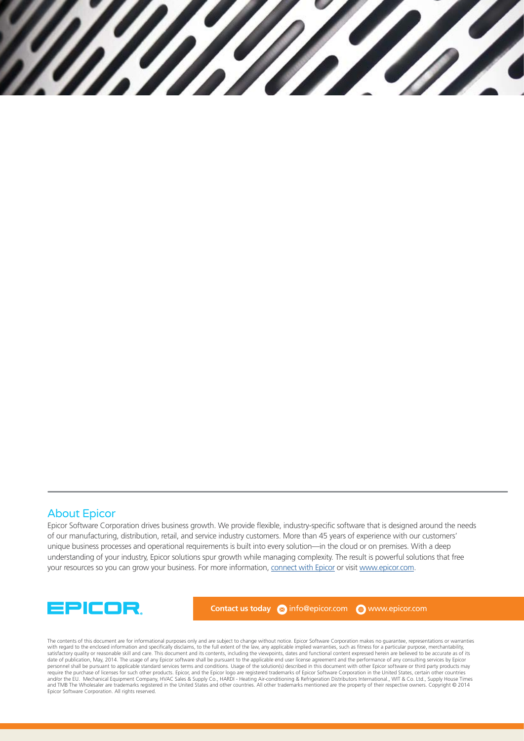## About Epicor

Epicor Software Corporation drives business growth. We provide flexible, industry-specific software that is designed around the needs of our manufacturing, distribution, retail, and service industry customers. More than 45 years of experience with our customers' unique business processes and operational requirements is built into every solution—in the cloud or on premises. With a deep understanding of your industry, Epicor solutions spur growth while managing complexity. The result is powerful solutions that free your resources so you can grow your business. For more information, connect with Epicor or visit www.epicor.com.

EPICOR.

**Contact us today** info@epicor.com www.epicor.com

The contents of this document are for informational purposes only and are subject to change without notice. Epicor Software Corporation makes no guarantee, representations or warranties with regard to the enclosed information and specifically disclaims, to the full extent of the law, any applicable implied warranties, such as fitness for a particular purpose, merchantability, satisfactory quality or reasonable skill and care. This document and its contents, including the viewpoints, dates and functional content expressed herein are believed to be accurate as of its date of publication, May, 2014. The usage of any Epicor software shall be pursuant to the applicable end user license agreement and the performance of any consulting services by Epicor personnel shall be pursuant to applicable standard services terms and conditions. Usage of the solution(s) described in this document with other Epicor software or third party products may require the purchase of licenses for such other products. Epicor, and the Epicor logo are registered trademarks of Epicor Software Corporation in the United States, certain other countries and/or the EU. Mechanical Equipment Company, HVAC Sales & Supply Co., HARDI - Heating Air-conditioning & Refrigeration Distributors International., WIT & Co. Ltd., Supply House Times and TMB The Wholesaler are trademarks registered in the United States and other countries. All other trademarks mentioned are the property of their respective owners. Copyright © 2014 Epicor Software Corporation. All rights reserved.